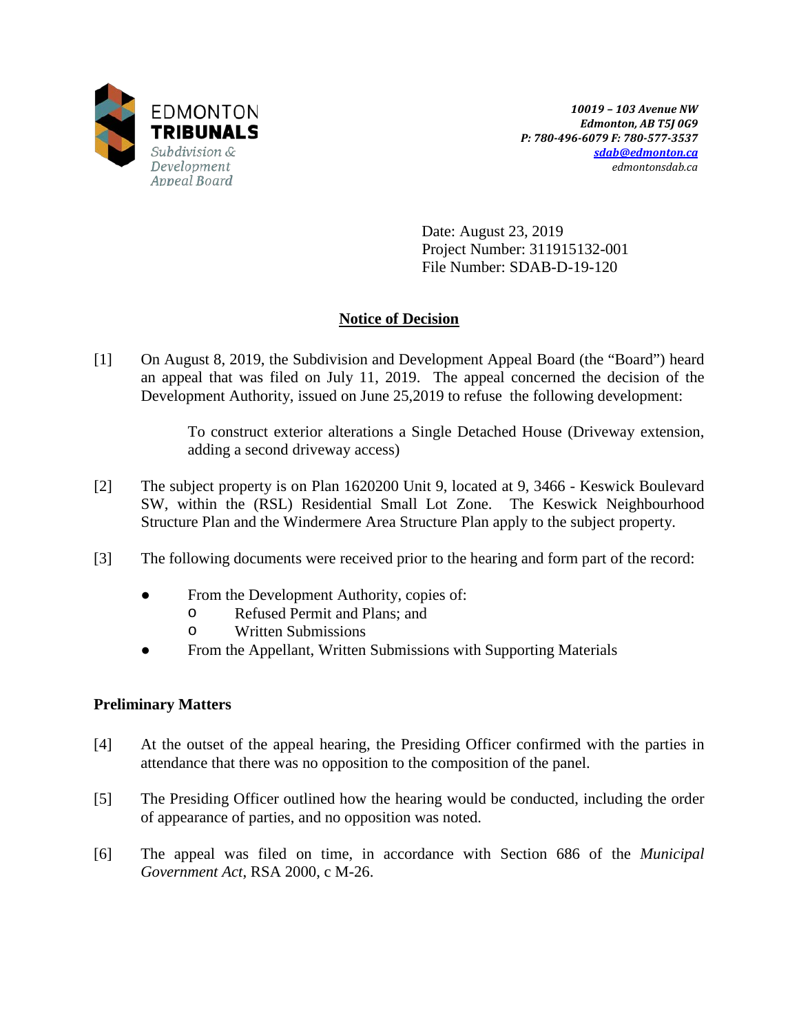EDMONTON
**TRIBUNALS**
*Subdivision & Development Appeal Board*

***10019 – 103 Avenue NW***
***Edmonton, AB T5J 0G9***
***P: 780-496-6079 F: 780-577-3537***
***sdab@edmonton.ca***
*edmontonsdab.ca*

Date: August 23, 2019
Project Number: 311915132-001
File Number: SDAB-D-19-120

## Notice of Decision

[1] On August 8, 2019, the Subdivision and Development Appeal Board (the "Board") heard an appeal that was filed on July 11, 2019. The appeal concerned the decision of the Development Authority, issued on June 25,2019 to refuse the following development:

> To construct exterior alterations a Single Detached House (Driveway extension, adding a second driveway access)

[2] The subject property is on Plan 1620200 Unit 9, located at 9, 3466 - Keswick Boulevard SW, within the (RSL) Residential Small Lot Zone. The Keswick Neighbourhood Structure Plan and the Windermere Area Structure Plan apply to the subject property.

[3] The following documents were received prior to the hearing and form part of the record:

- From the Development Authority, copies of:
  - Refused Permit and Plans; and
  - Written Submissions
- From the Appellant, Written Submissions with Supporting Materials

### Preliminary Matters

[4] At the outset of the appeal hearing, the Presiding Officer confirmed with the parties in attendance that there was no opposition to the composition of the panel.

[5] The Presiding Officer outlined how the hearing would be conducted, including the order of appearance of parties, and no opposition was noted.

[6] The appeal was filed on time, in accordance with Section 686 of the *Municipal Government Act*, RSA 2000, c M-26.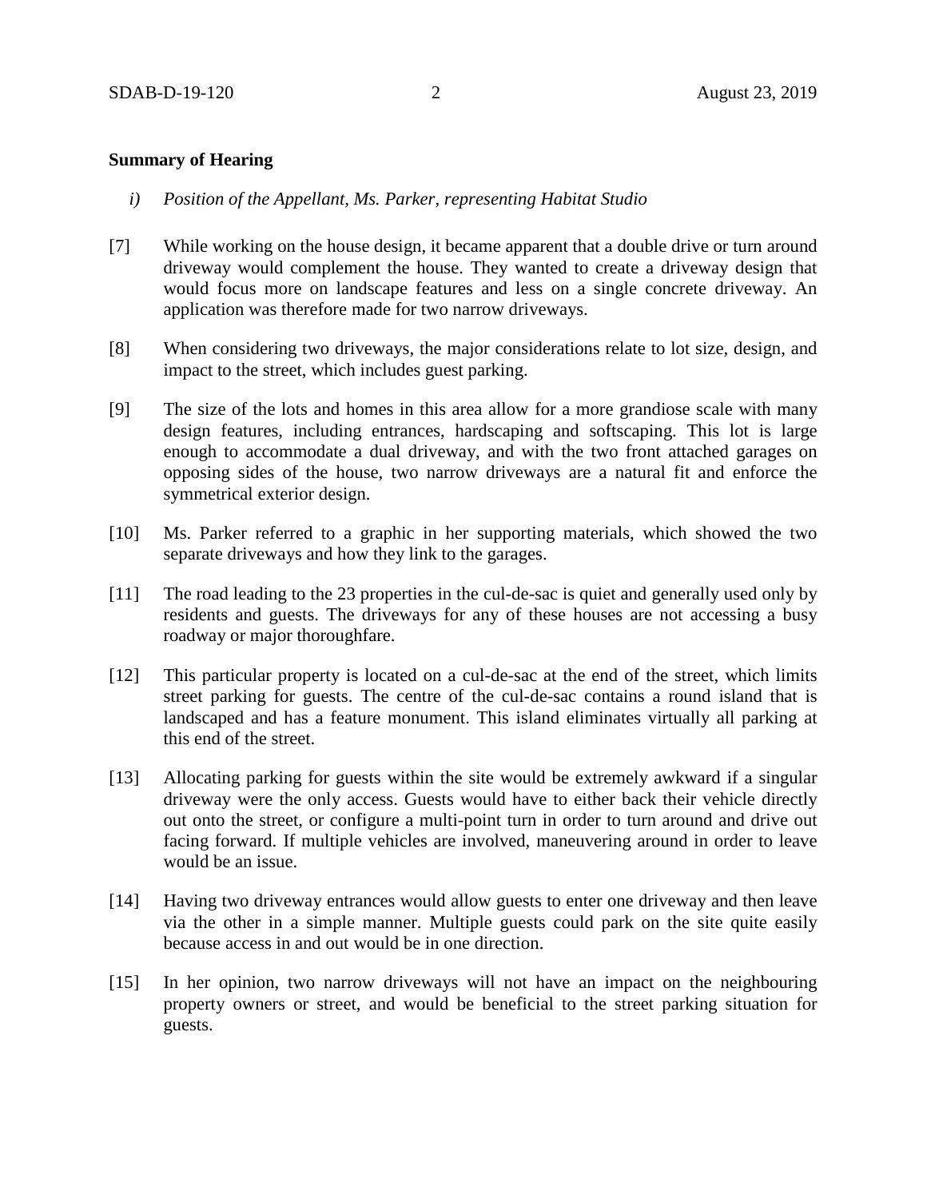**Summary of Hearing**

*i) Position of the Appellant, Ms. Parker, representing Habitat Studio*

[7] While working on the house design, it became apparent that a double drive or turn around driveway would complement the house. They wanted to create a driveway design that would focus more on landscape features and less on a single concrete driveway. An application was therefore made for two narrow driveways.

[8] When considering two driveways, the major considerations relate to lot size, design, and impact to the street, which includes guest parking.

[9] The size of the lots and homes in this area allow for a more grandiose scale with many design features, including entrances, hardscaping and softscaping. This lot is large enough to accommodate a dual driveway, and with the two front attached garages on opposing sides of the house, two narrow driveways are a natural fit and enforce the symmetrical exterior design.

[10] Ms. Parker referred to a graphic in her supporting materials, which showed the two separate driveways and how they link to the garages.

[11] The road leading to the 23 properties in the cul-de-sac is quiet and generally used only by residents and guests. The driveways for any of these houses are not accessing a busy roadway or major thoroughfare.

[12] This particular property is located on a cul-de-sac at the end of the street, which limits street parking for guests. The centre of the cul-de-sac contains a round island that is landscaped and has a feature monument. This island eliminates virtually all parking at this end of the street.

[13] Allocating parking for guests within the site would be extremely awkward if a singular driveway were the only access. Guests would have to either back their vehicle directly out onto the street, or configure a multi-point turn in order to turn around and drive out facing forward. If multiple vehicles are involved, maneuvering around in order to leave would be an issue.

[14] Having two driveway entrances would allow guests to enter one driveway and then leave via the other in a simple manner. Multiple guests could park on the site quite easily because access in and out would be in one direction.

[15] In her opinion, two narrow driveways will not have an impact on the neighbouring property owners or street, and would be beneficial to the street parking situation for guests.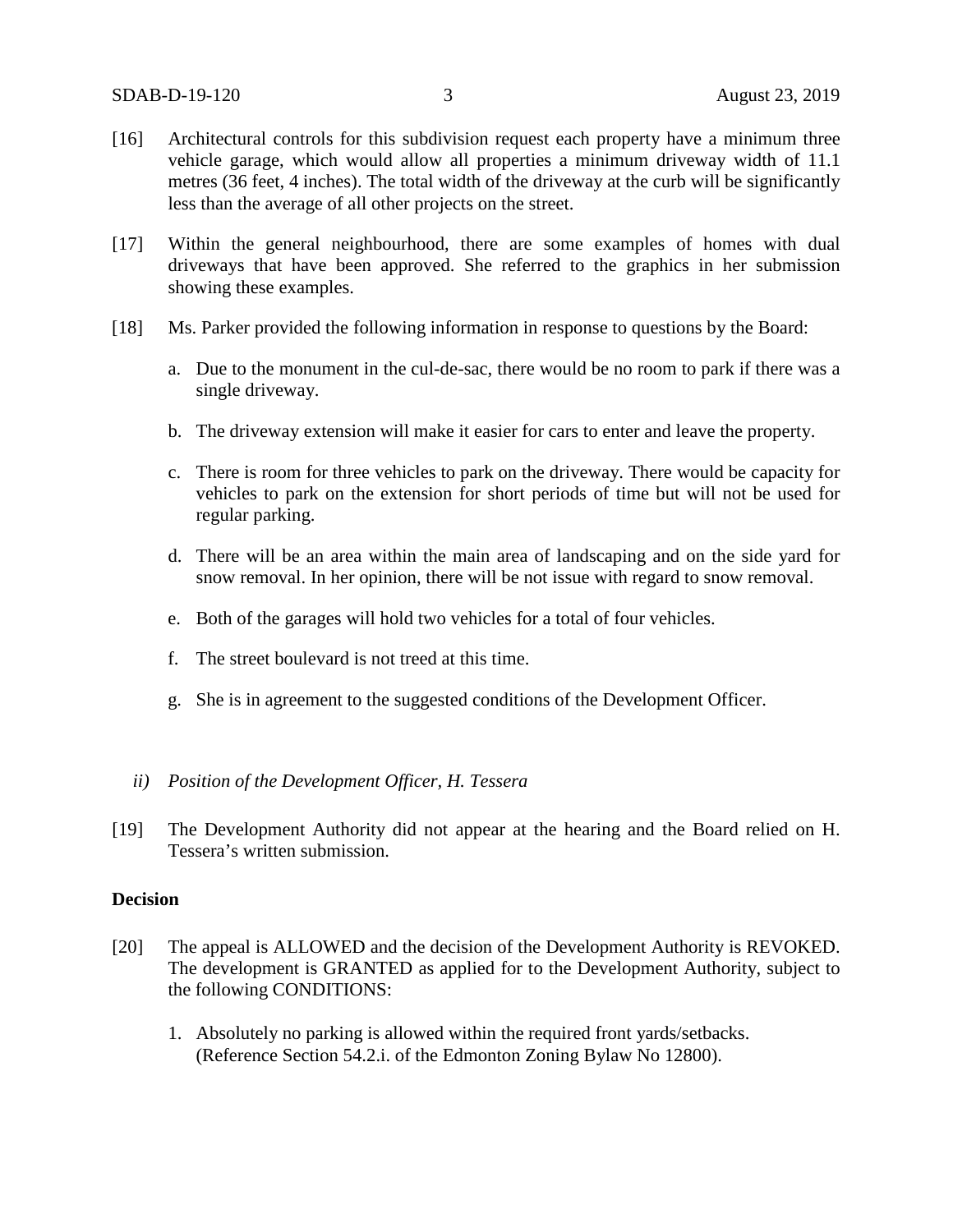[16] Architectural controls for this subdivision request each property have a minimum three vehicle garage, which would allow all properties a minimum driveway width of 11.1 metres (36 feet, 4 inches). The total width of the driveway at the curb will be significantly less than the average of all other projects on the street.

[17] Within the general neighbourhood, there are some examples of homes with dual driveways that have been approved. She referred to the graphics in her submission showing these examples.

[18] Ms. Parker provided the following information in response to questions by the Board:

a. Due to the monument in the cul-de-sac, there would be no room to park if there was a single driveway.

b. The driveway extension will make it easier for cars to enter and leave the property.

c. There is room for three vehicles to park on the driveway. There would be capacity for vehicles to park on the extension for short periods of time but will not be used for regular parking.

d. There will be an area within the main area of landscaping and on the side yard for snow removal. In her opinion, there will be not issue with regard to snow removal.

e. Both of the garages will hold two vehicles for a total of four vehicles.

f. The street boulevard is not treed at this time.

g. She is in agreement to the suggested conditions of the Development Officer.

*ii) Position of the Development Officer, H. Tessera*

[19] The Development Authority did not appear at the hearing and the Board relied on H. Tessera's written submission.

**Decision**

[20] The appeal is ALLOWED and the decision of the Development Authority is REVOKED. The development is GRANTED as applied for to the Development Authority, subject to the following CONDITIONS:

1. Absolutely no parking is allowed within the required front yards/setbacks. (Reference Section 54.2.i. of the Edmonton Zoning Bylaw No 12800).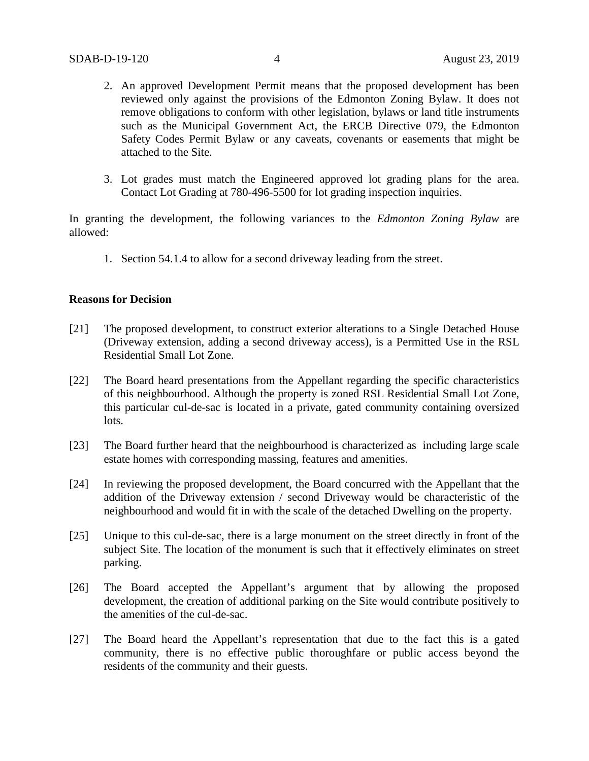2. An approved Development Permit means that the proposed development has been reviewed only against the provisions of the Edmonton Zoning Bylaw. It does not remove obligations to conform with other legislation, bylaws or land title instruments such as the Municipal Government Act, the ERCB Directive 079, the Edmonton Safety Codes Permit Bylaw or any caveats, covenants or easements that might be attached to the Site.

3. Lot grades must match the Engineered approved lot grading plans for the area. Contact Lot Grading at 780-496-5500 for lot grading inspection inquiries.

In granting the development, the following variances to the *Edmonton Zoning Bylaw* are allowed:

1. Section 54.1.4 to allow for a second driveway leading from the street.

**Reasons for Decision**

[21] The proposed development, to construct exterior alterations to a Single Detached House (Driveway extension, adding a second driveway access), is a Permitted Use in the RSL Residential Small Lot Zone.

[22] The Board heard presentations from the Appellant regarding the specific characteristics of this neighbourhood. Although the property is zoned RSL Residential Small Lot Zone, this particular cul-de-sac is located in a private, gated community containing oversized lots.

[23] The Board further heard that the neighbourhood is characterized as including large scale estate homes with corresponding massing, features and amenities.

[24] In reviewing the proposed development, the Board concurred with the Appellant that the addition of the Driveway extension / second Driveway would be characteristic of the neighbourhood and would fit in with the scale of the detached Dwelling on the property.

[25] Unique to this cul-de-sac, there is a large monument on the street directly in front of the subject Site. The location of the monument is such that it effectively eliminates on street parking.

[26] The Board accepted the Appellant's argument that by allowing the proposed development, the creation of additional parking on the Site would contribute positively to the amenities of the cul-de-sac.

[27] The Board heard the Appellant's representation that due to the fact this is a gated community, there is no effective public thoroughfare or public access beyond the residents of the community and their guests.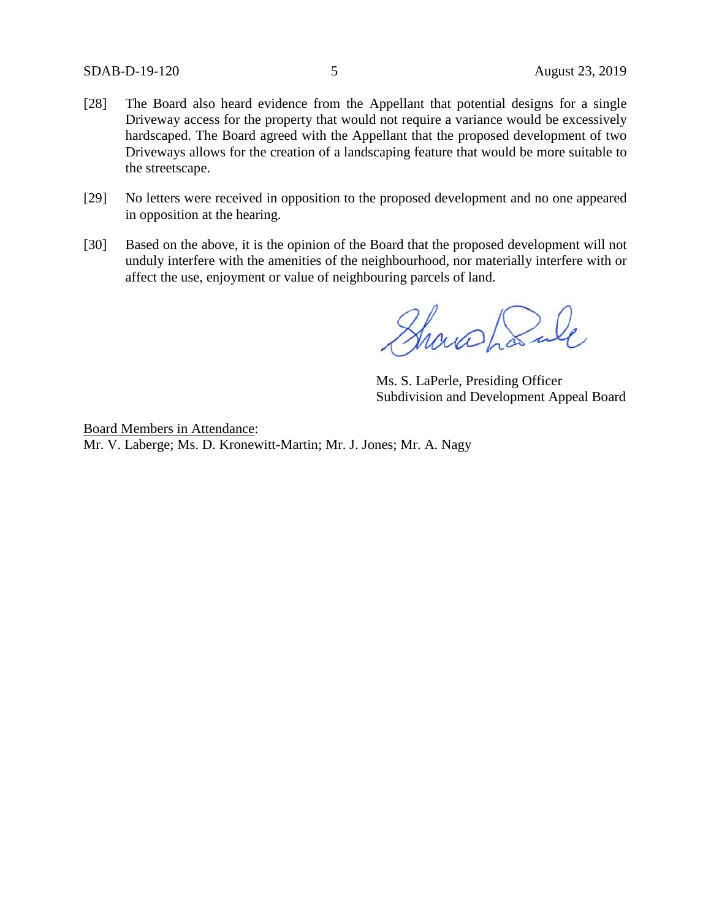[28] The Board also heard evidence from the Appellant that potential designs for a single Driveway access for the property that would not require a variance would be excessively hardscaped. The Board agreed with the Appellant that the proposed development of two Driveways allows for the creation of a landscaping feature that would be more suitable to the streetscape.

[29] No letters were received in opposition to the proposed development and no one appeared in opposition at the hearing.

[30] Based on the above, it is the opinion of the Board that the proposed development will not unduly interfere with the amenities of the neighbourhood, nor materially interfere with or affect the use, enjoyment or value of neighbouring parcels of land.

Ms. S. LaPerle, Presiding Officer
Subdivision and Development Appeal Board

Board Members in Attendance:
Mr. V. Laberge; Ms. D. Kronewitt-Martin; Mr. J. Jones; Mr. A. Nagy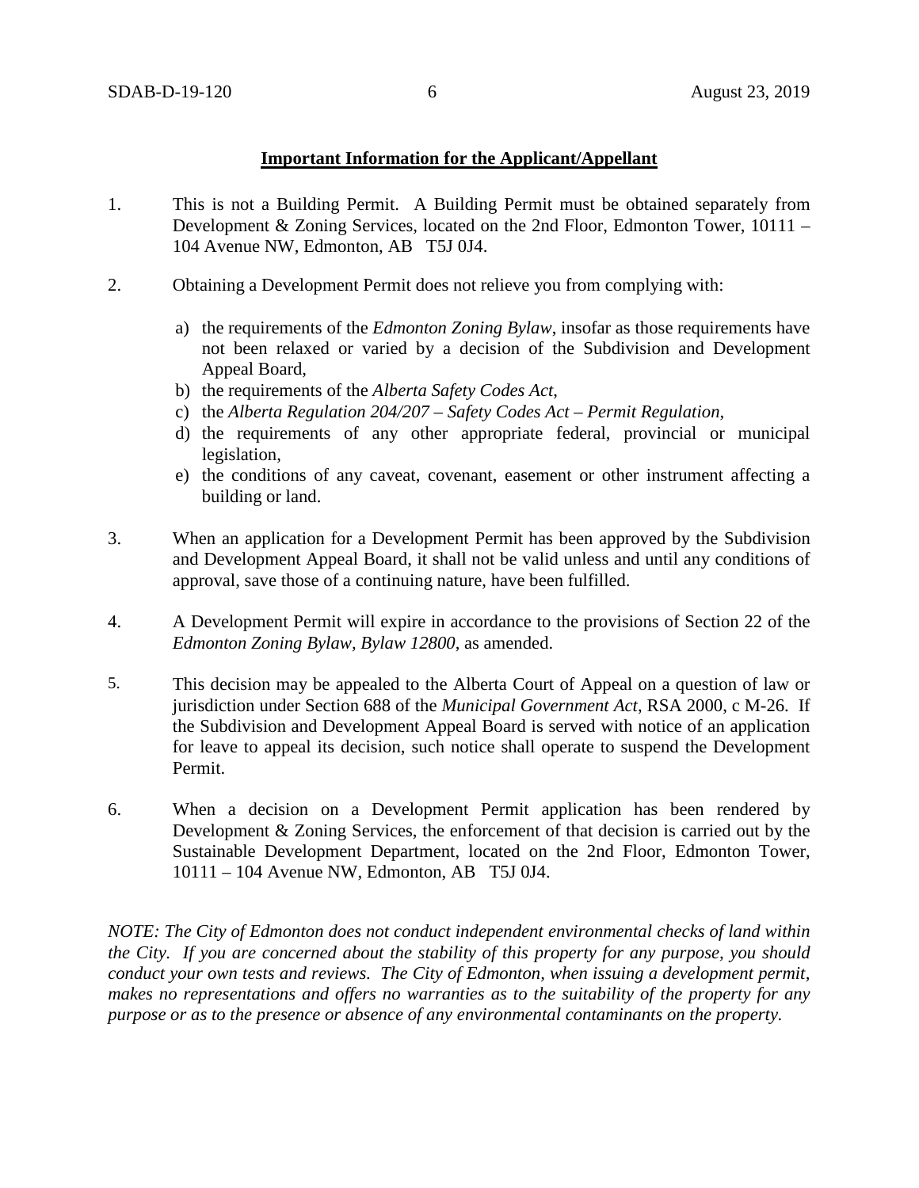**Important Information for the Applicant/Appellant**

1. This is not a Building Permit. A Building Permit must be obtained separately from Development & Zoning Services, located on the 2nd Floor, Edmonton Tower, 10111 – 104 Avenue NW, Edmonton, AB T5J 0J4.

2. Obtaining a Development Permit does not relieve you from complying with:

   a) the requirements of the *Edmonton Zoning Bylaw*, insofar as those requirements have not been relaxed or varied by a decision of the Subdivision and Development Appeal Board,
   b) the requirements of the *Alberta Safety Codes Act*,
   c) the *Alberta Regulation 204/207 – Safety Codes Act – Permit Regulation*,
   d) the requirements of any other appropriate federal, provincial or municipal legislation,
   e) the conditions of any caveat, covenant, easement or other instrument affecting a building or land.

3. When an application for a Development Permit has been approved by the Subdivision and Development Appeal Board, it shall not be valid unless and until any conditions of approval, save those of a continuing nature, have been fulfilled.

4. A Development Permit will expire in accordance to the provisions of Section 22 of the *Edmonton Zoning Bylaw, Bylaw 12800*, as amended.

5. This decision may be appealed to the Alberta Court of Appeal on a question of law or jurisdiction under Section 688 of the *Municipal Government Act*, RSA 2000, c M-26. If the Subdivision and Development Appeal Board is served with notice of an application for leave to appeal its decision, such notice shall operate to suspend the Development Permit.

6. When a decision on a Development Permit application has been rendered by Development & Zoning Services, the enforcement of that decision is carried out by the Sustainable Development Department, located on the 2nd Floor, Edmonton Tower, 10111 – 104 Avenue NW, Edmonton, AB T5J 0J4.

*NOTE: The City of Edmonton does not conduct independent environmental checks of land within the City. If you are concerned about the stability of this property for any purpose, you should conduct your own tests and reviews. The City of Edmonton, when issuing a development permit, makes no representations and offers no warranties as to the suitability of the property for any purpose or as to the presence or absence of any environmental contaminants on the property.*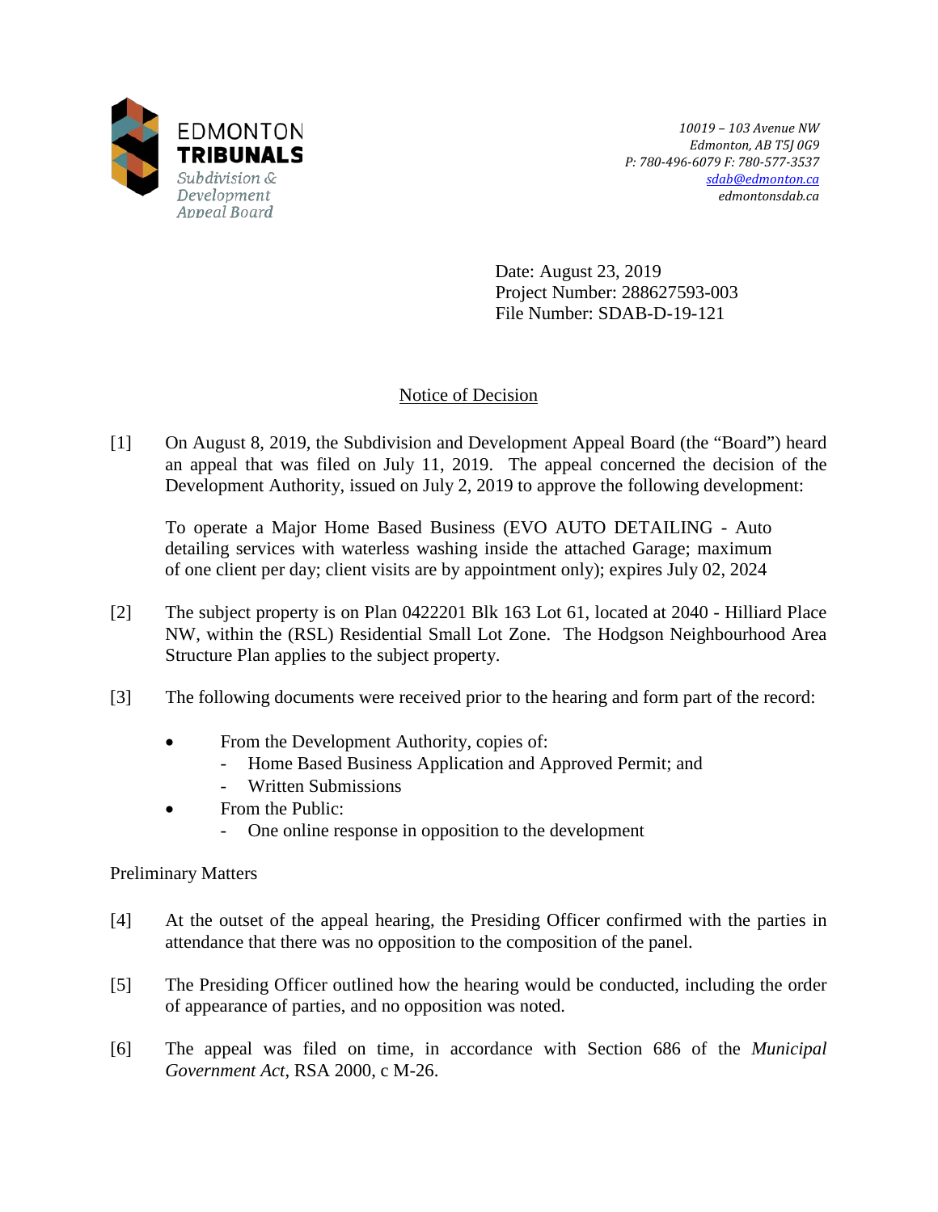EDMONTON **TRIBUNALS**
*Subdivision & Development Appeal Board*

*10019 – 103 Avenue NW*
*Edmonton, AB T5J 0G9*
*P: 780-496-6079 F: 780-577-3537*
*sdab@edmonton.ca*
*edmontonsdab.ca*

Date: August 23, 2019
Project Number: 288627593-003
File Number: SDAB-D-19-121

## Notice of Decision

[1] On August 8, 2019, the Subdivision and Development Appeal Board (the "Board") heard an appeal that was filed on July 11, 2019. The appeal concerned the decision of the Development Authority, issued on July 2, 2019 to approve the following development:

To operate a Major Home Based Business (EVO AUTO DETAILING - Auto detailing services with waterless washing inside the attached Garage; maximum of one client per day; client visits are by appointment only); expires July 02, 2024

[2] The subject property is on Plan 0422201 Blk 163 Lot 61, located at 2040 - Hilliard Place NW, within the (RSL) Residential Small Lot Zone. The Hodgson Neighbourhood Area Structure Plan applies to the subject property.

[3] The following documents were received prior to the hearing and form part of the record:

- From the Development Authority, copies of:
  - Home Based Business Application and Approved Permit; and
  - Written Submissions
- From the Public:
  - One online response in opposition to the development

Preliminary Matters

[4] At the outset of the appeal hearing, the Presiding Officer confirmed with the parties in attendance that there was no opposition to the composition of the panel.

[5] The Presiding Officer outlined how the hearing would be conducted, including the order of appearance of parties, and no opposition was noted.

[6] The appeal was filed on time, in accordance with Section 686 of the *Municipal Government Act*, RSA 2000, c M-26.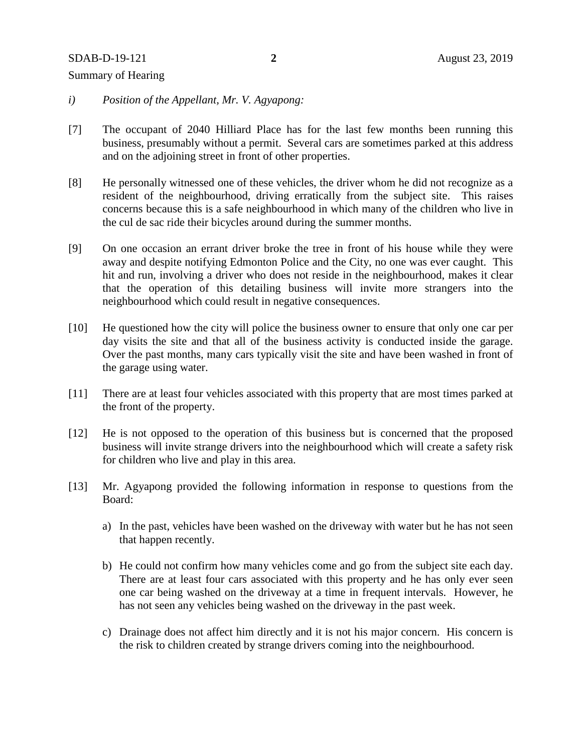Summary of Hearing

*i) Position of the Appellant, Mr. V. Agyapong:*

[7] The occupant of 2040 Hilliard Place has for the last few months been running this business, presumably without a permit. Several cars are sometimes parked at this address and on the adjoining street in front of other properties.

[8] He personally witnessed one of these vehicles, the driver whom he did not recognize as a resident of the neighbourhood, driving erratically from the subject site. This raises concerns because this is a safe neighbourhood in which many of the children who live in the cul de sac ride their bicycles around during the summer months.

[9] On one occasion an errant driver broke the tree in front of his house while they were away and despite notifying Edmonton Police and the City, no one was ever caught. This hit and run, involving a driver who does not reside in the neighbourhood, makes it clear that the operation of this detailing business will invite more strangers into the neighbourhood which could result in negative consequences.

[10] He questioned how the city will police the business owner to ensure that only one car per day visits the site and that all of the business activity is conducted inside the garage. Over the past months, many cars typically visit the site and have been washed in front of the garage using water.

[11] There are at least four vehicles associated with this property that are most times parked at the front of the property.

[12] He is not opposed to the operation of this business but is concerned that the proposed business will invite strange drivers into the neighbourhood which will create a safety risk for children who live and play in this area.

[13] Mr. Agyapong provided the following information in response to questions from the Board:

a) In the past, vehicles have been washed on the driveway with water but he has not seen that happen recently.

b) He could not confirm how many vehicles come and go from the subject site each day. There are at least four cars associated with this property and he has only ever seen one car being washed on the driveway at a time in frequent intervals. However, he has not seen any vehicles being washed on the driveway in the past week.

c) Drainage does not affect him directly and it is not his major concern. His concern is the risk to children created by strange drivers coming into the neighbourhood.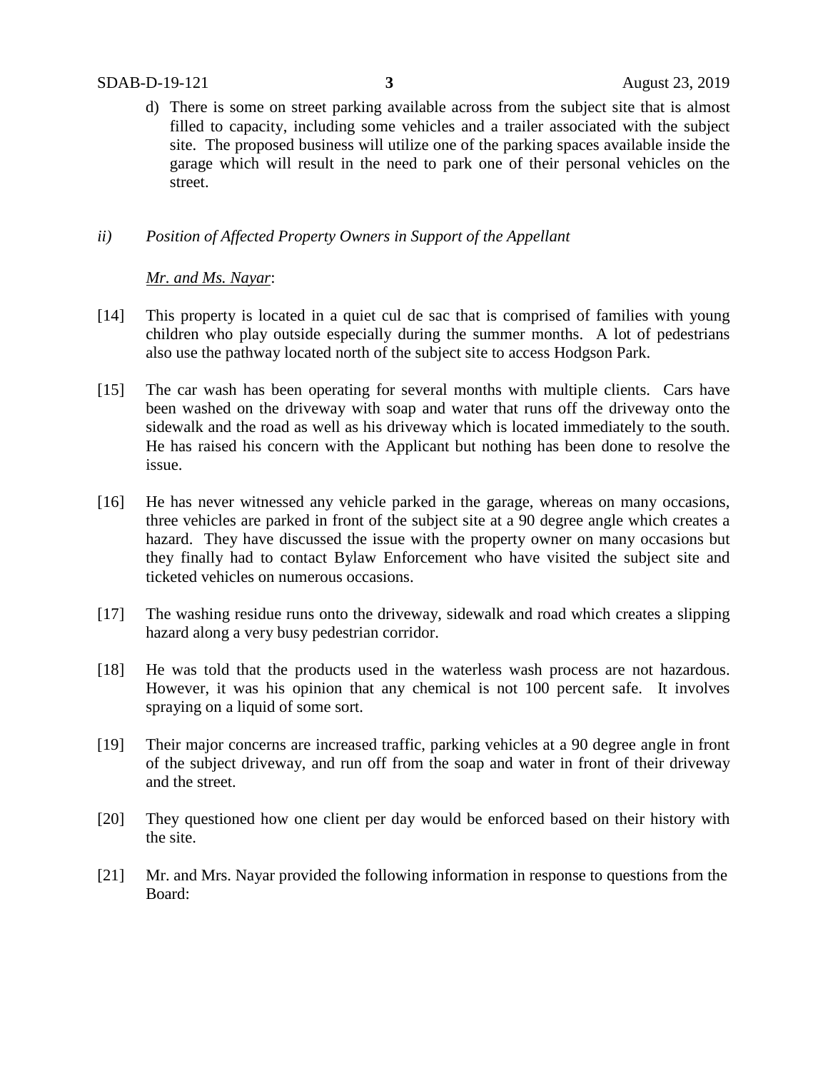d) There is some on street parking available across from the subject site that is almost filled to capacity, including some vehicles and a trailer associated with the subject site. The proposed business will utilize one of the parking spaces available inside the garage which will result in the need to park one of their personal vehicles on the street.

*ii) Position of Affected Property Owners in Support of the Appellant*

*Mr. and Ms. Nayar*:

[14] This property is located in a quiet cul de sac that is comprised of families with young children who play outside especially during the summer months. A lot of pedestrians also use the pathway located north of the subject site to access Hodgson Park.

[15] The car wash has been operating for several months with multiple clients. Cars have been washed on the driveway with soap and water that runs off the driveway onto the sidewalk and the road as well as his driveway which is located immediately to the south. He has raised his concern with the Applicant but nothing has been done to resolve the issue.

[16] He has never witnessed any vehicle parked in the garage, whereas on many occasions, three vehicles are parked in front of the subject site at a 90 degree angle which creates a hazard. They have discussed the issue with the property owner on many occasions but they finally had to contact Bylaw Enforcement who have visited the subject site and ticketed vehicles on numerous occasions.

[17] The washing residue runs onto the driveway, sidewalk and road which creates a slipping hazard along a very busy pedestrian corridor.

[18] He was told that the products used in the waterless wash process are not hazardous. However, it was his opinion that any chemical is not 100 percent safe. It involves spraying on a liquid of some sort.

[19] Their major concerns are increased traffic, parking vehicles at a 90 degree angle in front of the subject driveway, and run off from the soap and water in front of their driveway and the street.

[20] They questioned how one client per day would be enforced based on their history with the site.

[21] Mr. and Mrs. Nayar provided the following information in response to questions from the Board: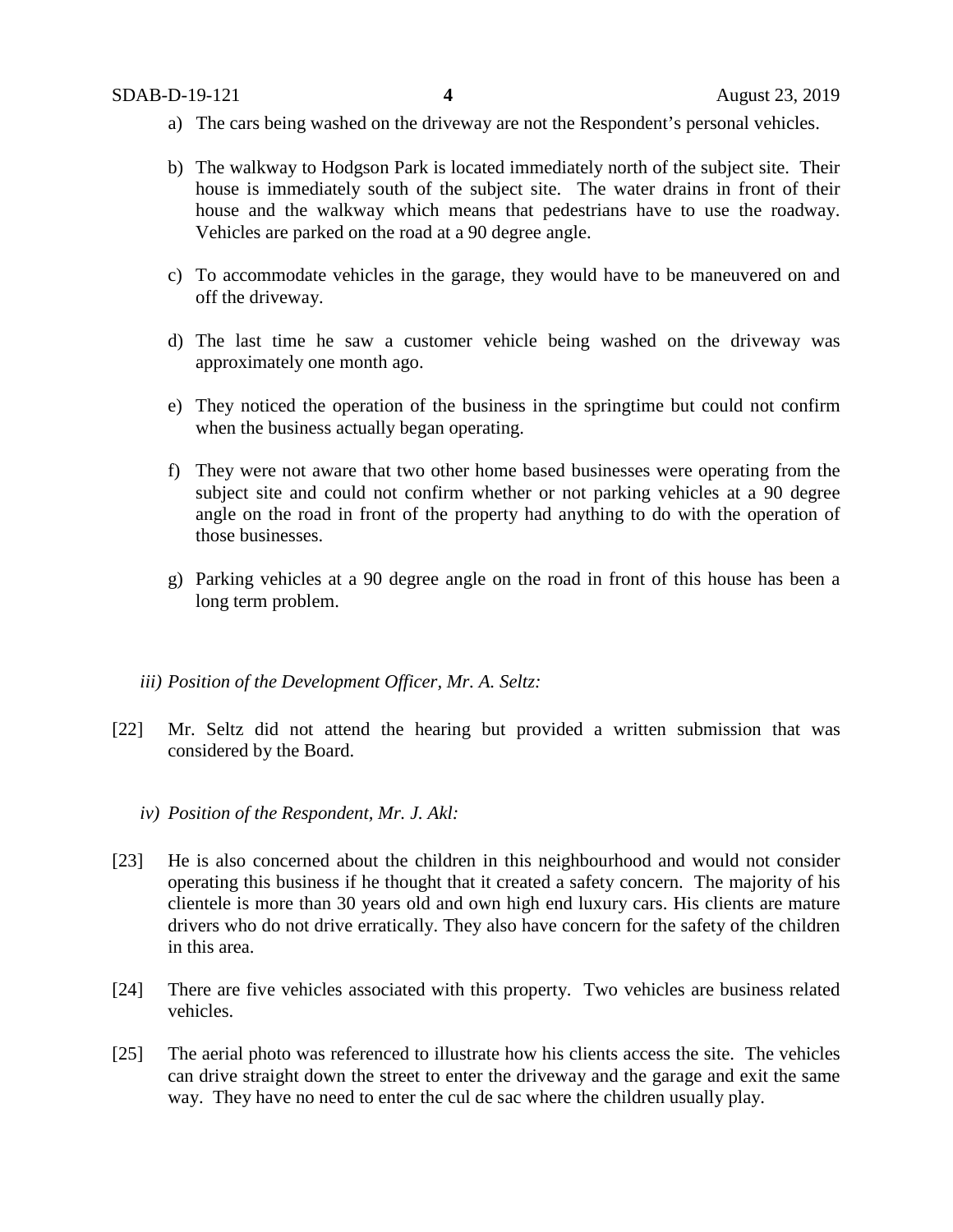a) The cars being washed on the driveway are not the Respondent's personal vehicles.

b) The walkway to Hodgson Park is located immediately north of the subject site. Their house is immediately south of the subject site. The water drains in front of their house and the walkway which means that pedestrians have to use the roadway. Vehicles are parked on the road at a 90 degree angle.

c) To accommodate vehicles in the garage, they would have to be maneuvered on and off the driveway.

d) The last time he saw a customer vehicle being washed on the driveway was approximately one month ago.

e) They noticed the operation of the business in the springtime but could not confirm when the business actually began operating.

f) They were not aware that two other home based businesses were operating from the subject site and could not confirm whether or not parking vehicles at a 90 degree angle on the road in front of the property had anything to do with the operation of those businesses.

g) Parking vehicles at a 90 degree angle on the road in front of this house has been a long term problem.

*iii) Position of the Development Officer, Mr. A. Seltz:*

[22] Mr. Seltz did not attend the hearing but provided a written submission that was considered by the Board.

*iv) Position of the Respondent, Mr. J. Akl:*

[23] He is also concerned about the children in this neighbourhood and would not consider operating this business if he thought that it created a safety concern. The majority of his clientele is more than 30 years old and own high end luxury cars. His clients are mature drivers who do not drive erratically. They also have concern for the safety of the children in this area.

[24] There are five vehicles associated with this property. Two vehicles are business related vehicles.

[25] The aerial photo was referenced to illustrate how his clients access the site. The vehicles can drive straight down the street to enter the driveway and the garage and exit the same way. They have no need to enter the cul de sac where the children usually play.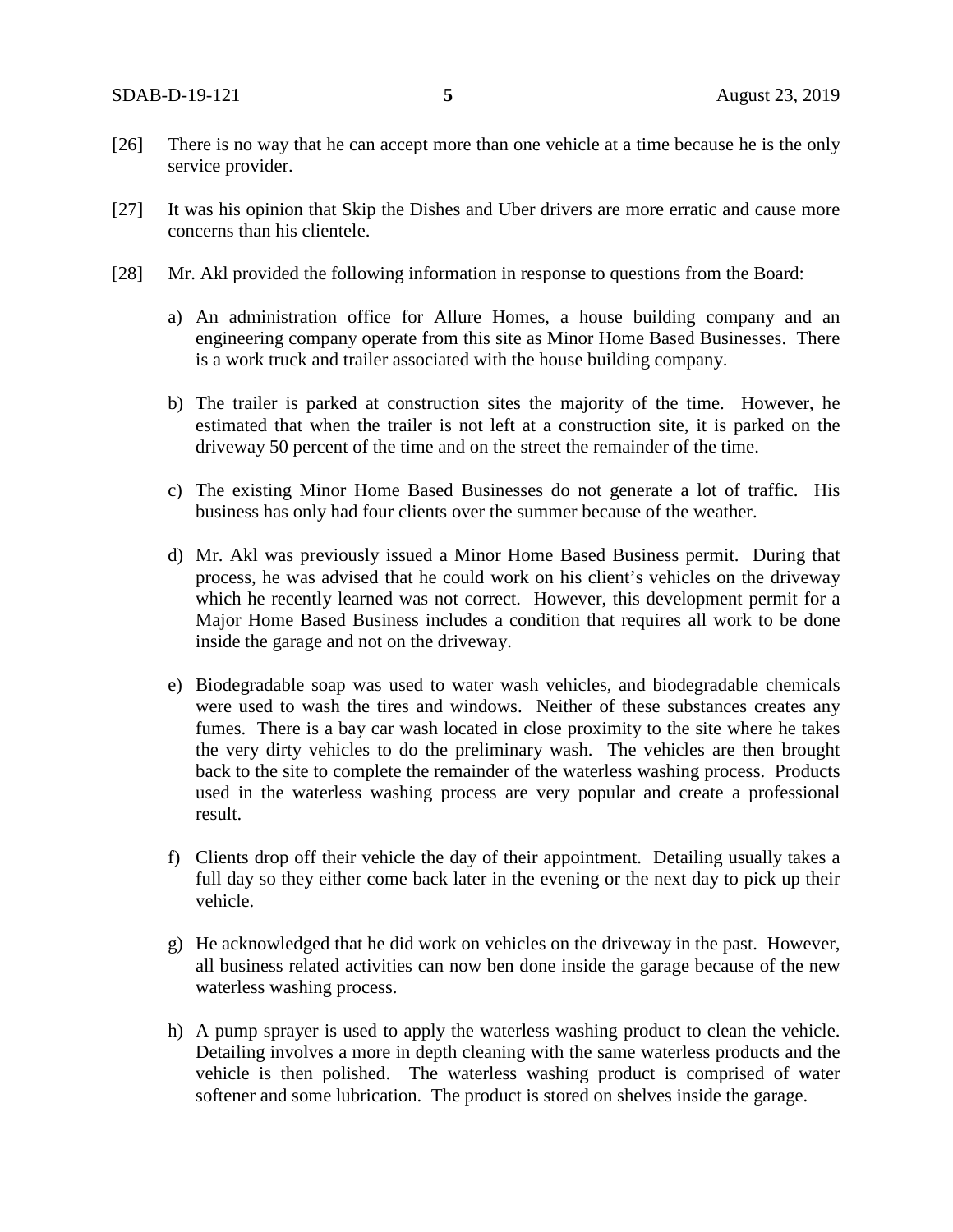[26] There is no way that he can accept more than one vehicle at a time because he is the only service provider.

[27] It was his opinion that Skip the Dishes and Uber drivers are more erratic and cause more concerns than his clientele.

[28] Mr. Akl provided the following information in response to questions from the Board:

a) An administration office for Allure Homes, a house building company and an engineering company operate from this site as Minor Home Based Businesses. There is a work truck and trailer associated with the house building company.

b) The trailer is parked at construction sites the majority of the time. However, he estimated that when the trailer is not left at a construction site, it is parked on the driveway 50 percent of the time and on the street the remainder of the time.

c) The existing Minor Home Based Businesses do not generate a lot of traffic. His business has only had four clients over the summer because of the weather.

d) Mr. Akl was previously issued a Minor Home Based Business permit. During that process, he was advised that he could work on his client's vehicles on the driveway which he recently learned was not correct. However, this development permit for a Major Home Based Business includes a condition that requires all work to be done inside the garage and not on the driveway.

e) Biodegradable soap was used to water wash vehicles, and biodegradable chemicals were used to wash the tires and windows. Neither of these substances creates any fumes. There is a bay car wash located in close proximity to the site where he takes the very dirty vehicles to do the preliminary wash. The vehicles are then brought back to the site to complete the remainder of the waterless washing process. Products used in the waterless washing process are very popular and create a professional result.

f) Clients drop off their vehicle the day of their appointment. Detailing usually takes a full day so they either come back later in the evening or the next day to pick up their vehicle.

g) He acknowledged that he did work on vehicles on the driveway in the past. However, all business related activities can now ben done inside the garage because of the new waterless washing process.

h) A pump sprayer is used to apply the waterless washing product to clean the vehicle. Detailing involves a more in depth cleaning with the same waterless products and the vehicle is then polished. The waterless washing product is comprised of water softener and some lubrication. The product is stored on shelves inside the garage.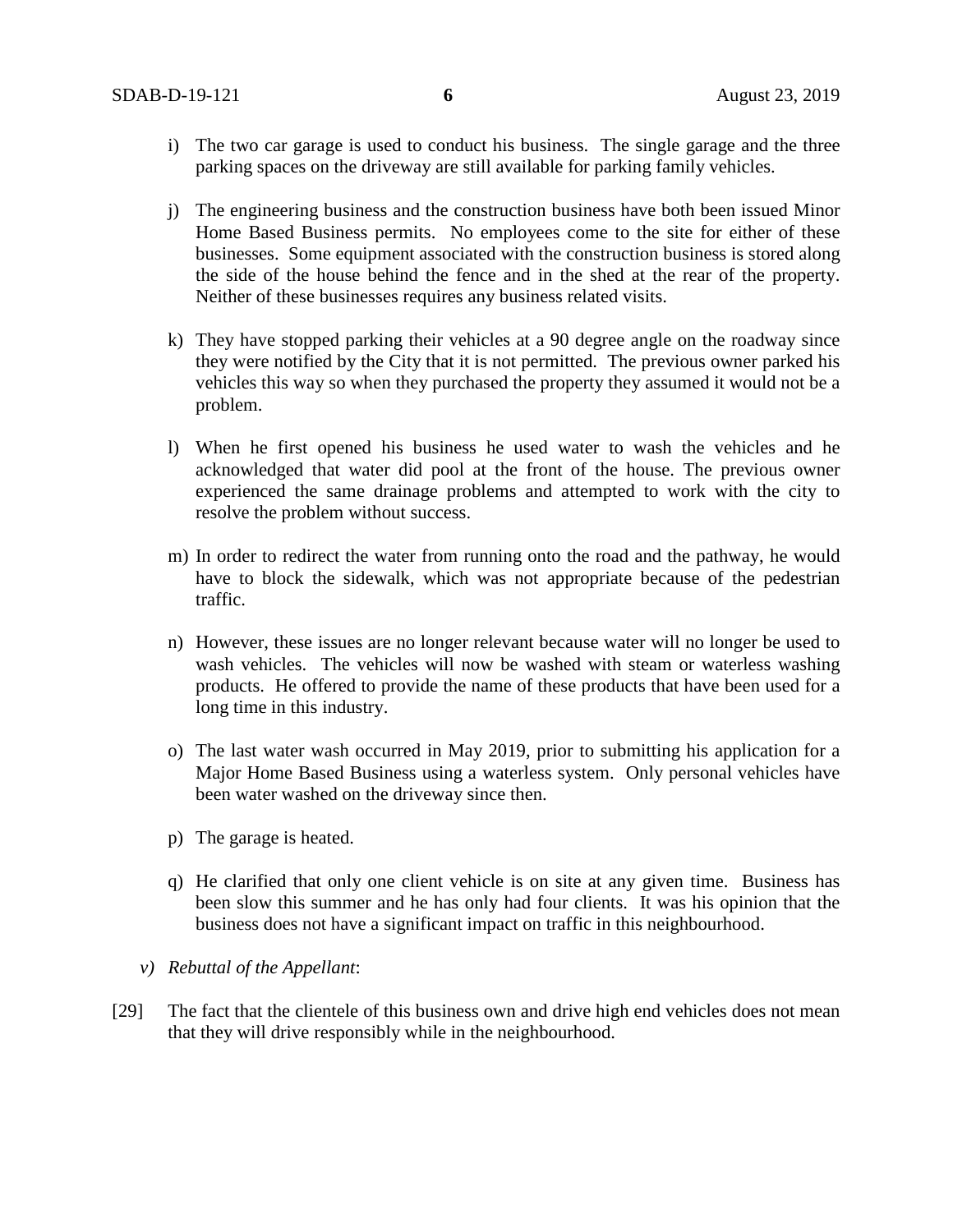i) The two car garage is used to conduct his business. The single garage and the three parking spaces on the driveway are still available for parking family vehicles.

j) The engineering business and the construction business have both been issued Minor Home Based Business permits. No employees come to the site for either of these businesses. Some equipment associated with the construction business is stored along the side of the house behind the fence and in the shed at the rear of the property. Neither of these businesses requires any business related visits.

k) They have stopped parking their vehicles at a 90 degree angle on the roadway since they were notified by the City that it is not permitted. The previous owner parked his vehicles this way so when they purchased the property they assumed it would not be a problem.

l) When he first opened his business he used water to wash the vehicles and he acknowledged that water did pool at the front of the house. The previous owner experienced the same drainage problems and attempted to work with the city to resolve the problem without success.

m) In order to redirect the water from running onto the road and the pathway, he would have to block the sidewalk, which was not appropriate because of the pedestrian traffic.

n) However, these issues are no longer relevant because water will no longer be used to wash vehicles. The vehicles will now be washed with steam or waterless washing products. He offered to provide the name of these products that have been used for a long time in this industry.

o) The last water wash occurred in May 2019, prior to submitting his application for a Major Home Based Business using a waterless system. Only personal vehicles have been water washed on the driveway since then.

p) The garage is heated.

q) He clarified that only one client vehicle is on site at any given time. Business has been slow this summer and he has only had four clients. It was his opinion that the business does not have a significant impact on traffic in this neighbourhood.

*v) Rebuttal of the Appellant*:

[29] The fact that the clientele of this business own and drive high end vehicles does not mean that they will drive responsibly while in the neighbourhood.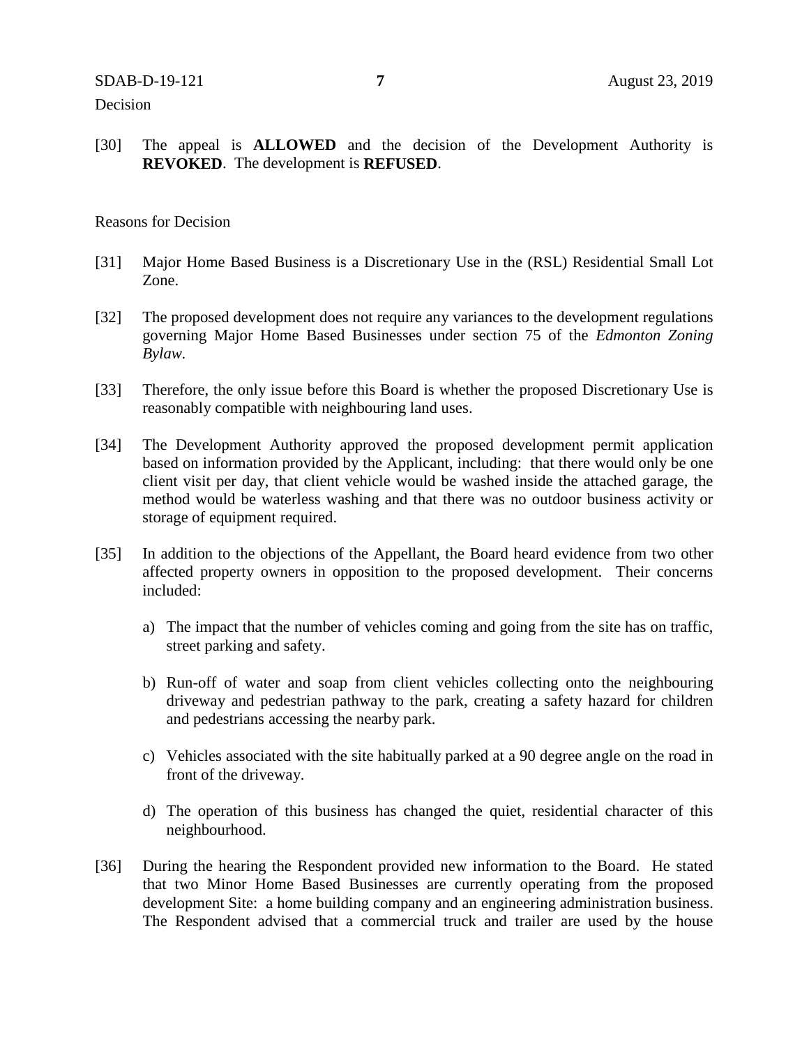Decision

[30] The appeal is **ALLOWED** and the decision of the Development Authority is **REVOKED**. The development is **REFUSED**.

Reasons for Decision

[31] Major Home Based Business is a Discretionary Use in the (RSL) Residential Small Lot Zone.

[32] The proposed development does not require any variances to the development regulations governing Major Home Based Businesses under section 75 of the *Edmonton Zoning Bylaw.*

[33] Therefore, the only issue before this Board is whether the proposed Discretionary Use is reasonably compatible with neighbouring land uses.

[34] The Development Authority approved the proposed development permit application based on information provided by the Applicant, including: that there would only be one client visit per day, that client vehicle would be washed inside the attached garage, the method would be waterless washing and that there was no outdoor business activity or storage of equipment required.

[35] In addition to the objections of the Appellant, the Board heard evidence from two other affected property owners in opposition to the proposed development. Their concerns included:

a) The impact that the number of vehicles coming and going from the site has on traffic, street parking and safety.

b) Run-off of water and soap from client vehicles collecting onto the neighbouring driveway and pedestrian pathway to the park, creating a safety hazard for children and pedestrians accessing the nearby park.

c) Vehicles associated with the site habitually parked at a 90 degree angle on the road in front of the driveway.

d) The operation of this business has changed the quiet, residential character of this neighbourhood.

[36] During the hearing the Respondent provided new information to the Board. He stated that two Minor Home Based Businesses are currently operating from the proposed development Site: a home building company and an engineering administration business. The Respondent advised that a commercial truck and trailer are used by the house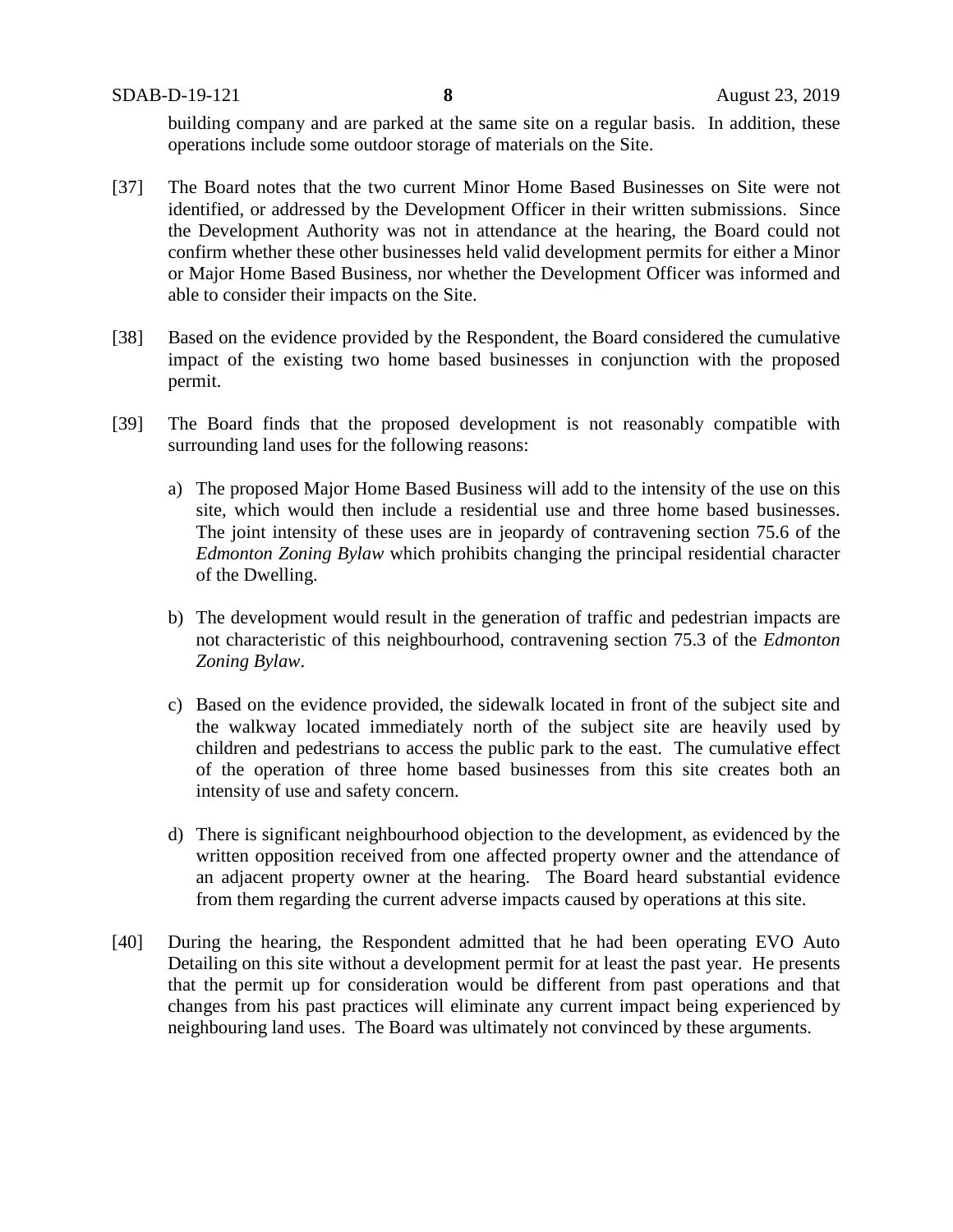building company and are parked at the same site on a regular basis. In addition, these operations include some outdoor storage of materials on the Site.

[37] The Board notes that the two current Minor Home Based Businesses on Site were not identified, or addressed by the Development Officer in their written submissions. Since the Development Authority was not in attendance at the hearing, the Board could not confirm whether these other businesses held valid development permits for either a Minor or Major Home Based Business, nor whether the Development Officer was informed and able to consider their impacts on the Site.

[38] Based on the evidence provided by the Respondent, the Board considered the cumulative impact of the existing two home based businesses in conjunction with the proposed permit.

[39] The Board finds that the proposed development is not reasonably compatible with surrounding land uses for the following reasons:

a) The proposed Major Home Based Business will add to the intensity of the use on this site, which would then include a residential use and three home based businesses. The joint intensity of these uses are in jeopardy of contravening section 75.6 of the *Edmonton Zoning Bylaw* which prohibits changing the principal residential character of the Dwelling.

b) The development would result in the generation of traffic and pedestrian impacts are not characteristic of this neighbourhood, contravening section 75.3 of the *Edmonton Zoning Bylaw*.

c) Based on the evidence provided, the sidewalk located in front of the subject site and the walkway located immediately north of the subject site are heavily used by children and pedestrians to access the public park to the east. The cumulative effect of the operation of three home based businesses from this site creates both an intensity of use and safety concern.

d) There is significant neighbourhood objection to the development, as evidenced by the written opposition received from one affected property owner and the attendance of an adjacent property owner at the hearing. The Board heard substantial evidence from them regarding the current adverse impacts caused by operations at this site.

[40] During the hearing, the Respondent admitted that he had been operating EVO Auto Detailing on this site without a development permit for at least the past year. He presents that the permit up for consideration would be different from past operations and that changes from his past practices will eliminate any current impact being experienced by neighbouring land uses. The Board was ultimately not convinced by these arguments.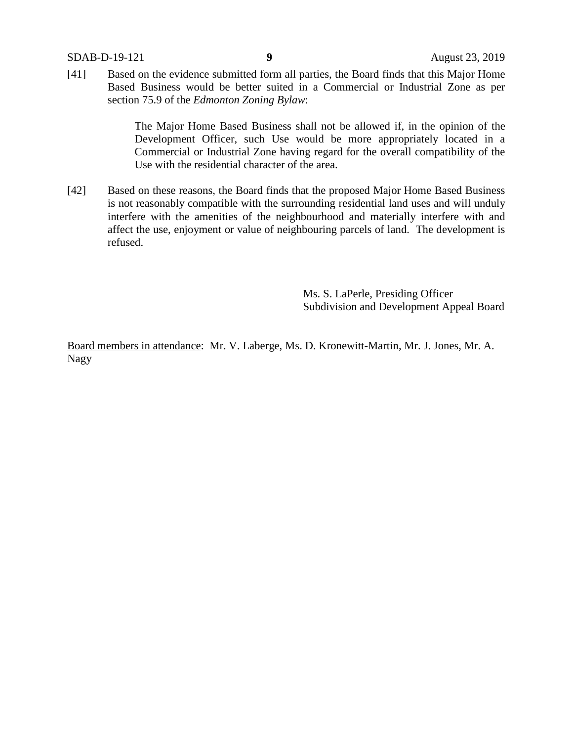[41] Based on the evidence submitted form all parties, the Board finds that this Major Home Based Business would be better suited in a Commercial or Industrial Zone as per section 75.9 of the *Edmonton Zoning Bylaw*:

> The Major Home Based Business shall not be allowed if, in the opinion of the Development Officer, such Use would be more appropriately located in a Commercial or Industrial Zone having regard for the overall compatibility of the Use with the residential character of the area.

[42] Based on these reasons, the Board finds that the proposed Major Home Based Business is not reasonably compatible with the surrounding residential land uses and will unduly interfere with the amenities of the neighbourhood and materially interfere with and affect the use, enjoyment or value of neighbouring parcels of land. The development is refused.

Ms. S. LaPerle, Presiding Officer
Subdivision and Development Appeal Board

Board members in attendance: Mr. V. Laberge, Ms. D. Kronewitt-Martin, Mr. J. Jones, Mr. A. Nagy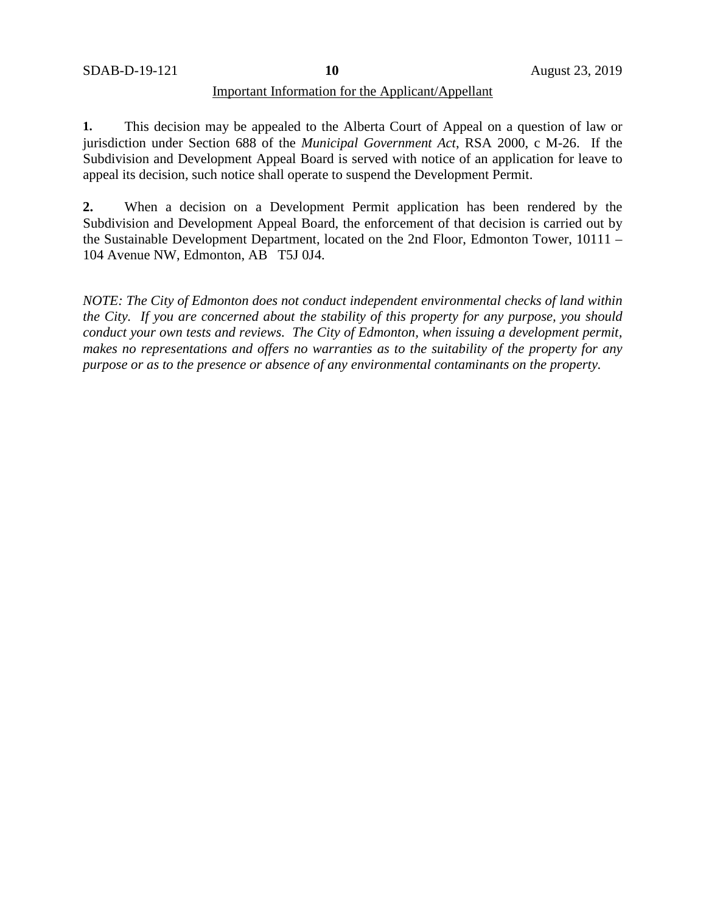Important Information for the Applicant/Appellant

**1.** This decision may be appealed to the Alberta Court of Appeal on a question of law or jurisdiction under Section 688 of the *Municipal Government Act*, RSA 2000, c M-26. If the Subdivision and Development Appeal Board is served with notice of an application for leave to appeal its decision, such notice shall operate to suspend the Development Permit.

**2.** When a decision on a Development Permit application has been rendered by the Subdivision and Development Appeal Board, the enforcement of that decision is carried out by the Sustainable Development Department, located on the 2nd Floor, Edmonton Tower, 10111 – 104 Avenue NW, Edmonton, AB T5J 0J4.

*NOTE: The City of Edmonton does not conduct independent environmental checks of land within the City. If you are concerned about the stability of this property for any purpose, you should conduct your own tests and reviews. The City of Edmonton, when issuing a development permit, makes no representations and offers no warranties as to the suitability of the property for any purpose or as to the presence or absence of any environmental contaminants on the property.*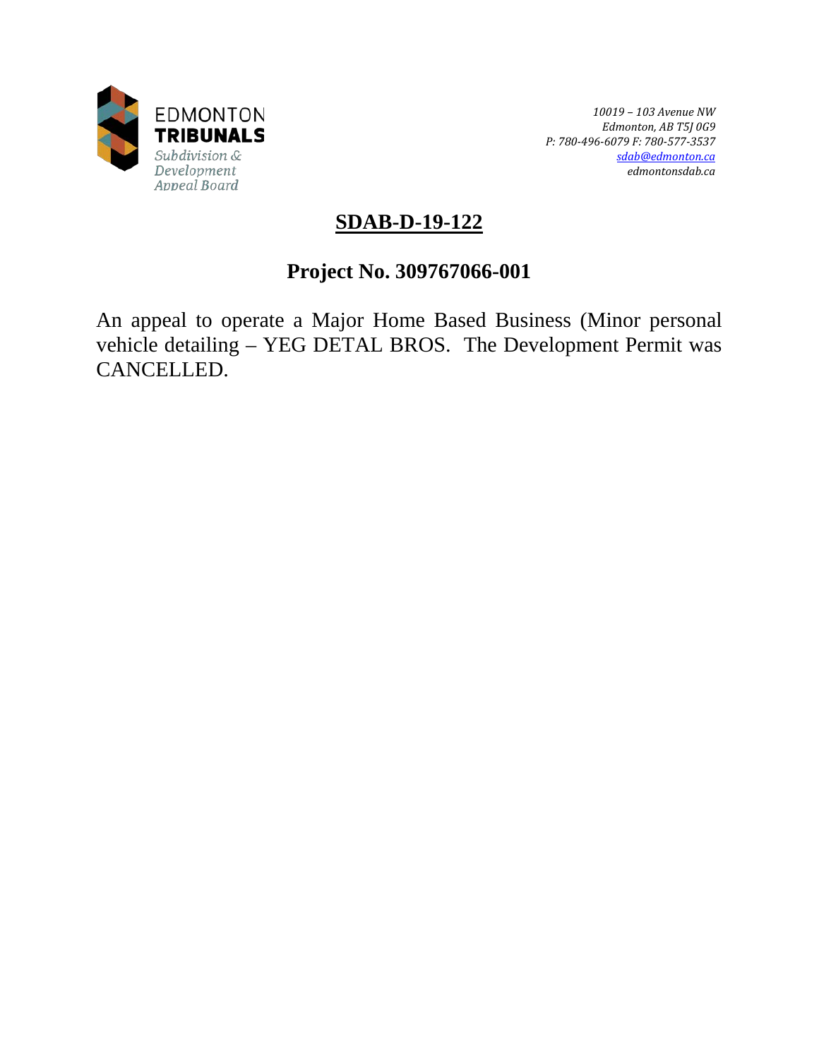EDMONTON
**TRIBUNALS**
*Subdivision & Development Appeal Board*

*10019 – 103 Avenue NW*
*Edmonton, AB T5J 0G9*
*P: 780-496-6079 F: 780-577-3537*
*sdab@edmonton.ca*
*edmontonsdab.ca*

# SDAB-D-19-122

## Project No. 309767066-001

An appeal to operate a Major Home Based Business (Minor personal vehicle detailing – YEG DETAL BROS. The Development Permit was CANCELLED.